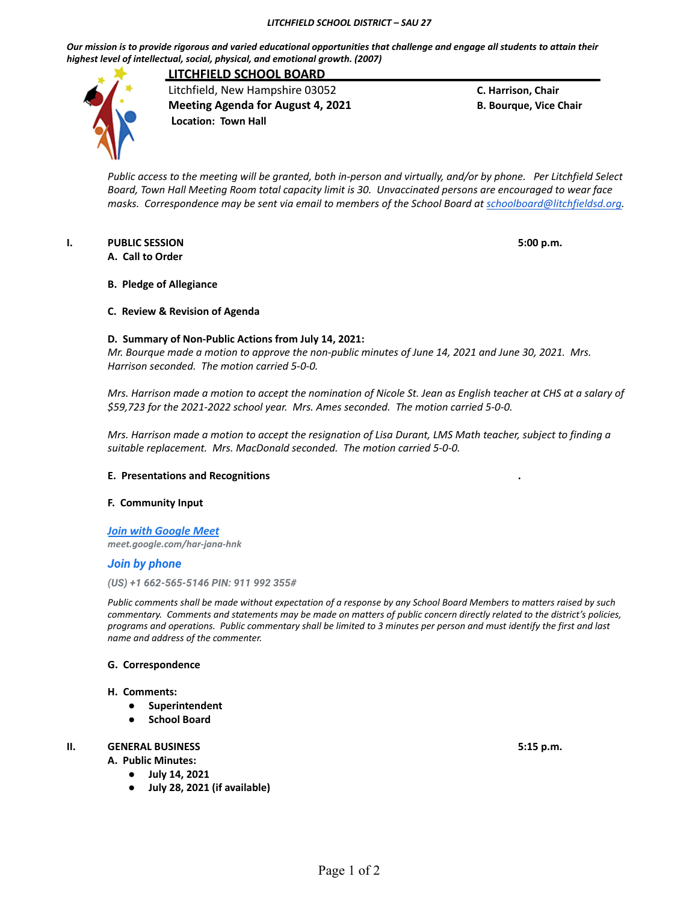***LITCHFIELD SCHOOL DISTRICT – SAU 27***

***Our mission is to provide rigorous and varied educational opportunities that challenge and engage all students to attain their highest level of intellectual, social, physical, and emotional growth. (2007)***

# LITCHFIELD SCHOOL BOARD

Litchfield, New Hampshire 03052
**Meeting Agenda for August 4, 2021**
**Location: Town Hall**

**C. Harrison, Chair**
**B. Bourque, Vice Chair**

*Public access to the meeting will be granted, both in-person and virtually, and/or by phone. Per Litchfield Select Board, Town Hall Meeting Room total capacity limit is 30. Unvaccinated persons are encouraged to wear face masks. Correspondence may be sent via email to members of the School Board at [schoolboard@litchfieldsd.org](mailto:schoolboard@litchfieldsd.org).*

## I. PUBLIC SESSION — 5:00 p.m.

**A. Call to Order**

**B. Pledge of Allegiance**

**C. Review & Revision of Agenda**

**D. Summary of Non-Public Actions from July 14, 2021:**

*Mr. Bourque made a motion to approve the non-public minutes of June 14, 2021 and June 30, 2021. Mrs. Harrison seconded. The motion carried 5-0-0.*

*Mrs. Harrison made a motion to accept the nomination of Nicole St. Jean as English teacher at CHS at a salary of $59,723 for the 2021-2022 school year. Mrs. Ames seconded. The motion carried 5-0-0.*

*Mrs. Harrison made a motion to accept the resignation of Lisa Durant, LMS Math teacher, subject to finding a suitable replacement. Mrs. MacDonald seconded. The motion carried 5-0-0.*

**E. Presentations and Recognitions**

**F. Community Input**

***Join with Google Meet***
*meet.google.com/har-jana-hnk*

***Join by phone***

*(US) +1 662-565-5146 PIN: 911 992 355#*

*Public comments shall be made without expectation of a response by any School Board Members to matters raised by such commentary. Comments and statements may be made on matters of public concern directly related to the district's policies, programs and operations. Public commentary shall be limited to 3 minutes per person and must identify the first and last name and address of the commenter.*

**G. Correspondence**

**H. Comments:**

- **Superintendent**
- **School Board**

## II. GENERAL BUSINESS — 5:15 p.m.

**A. Public Minutes:**

- **July 14, 2021**
- **July 28, 2021 (if available)**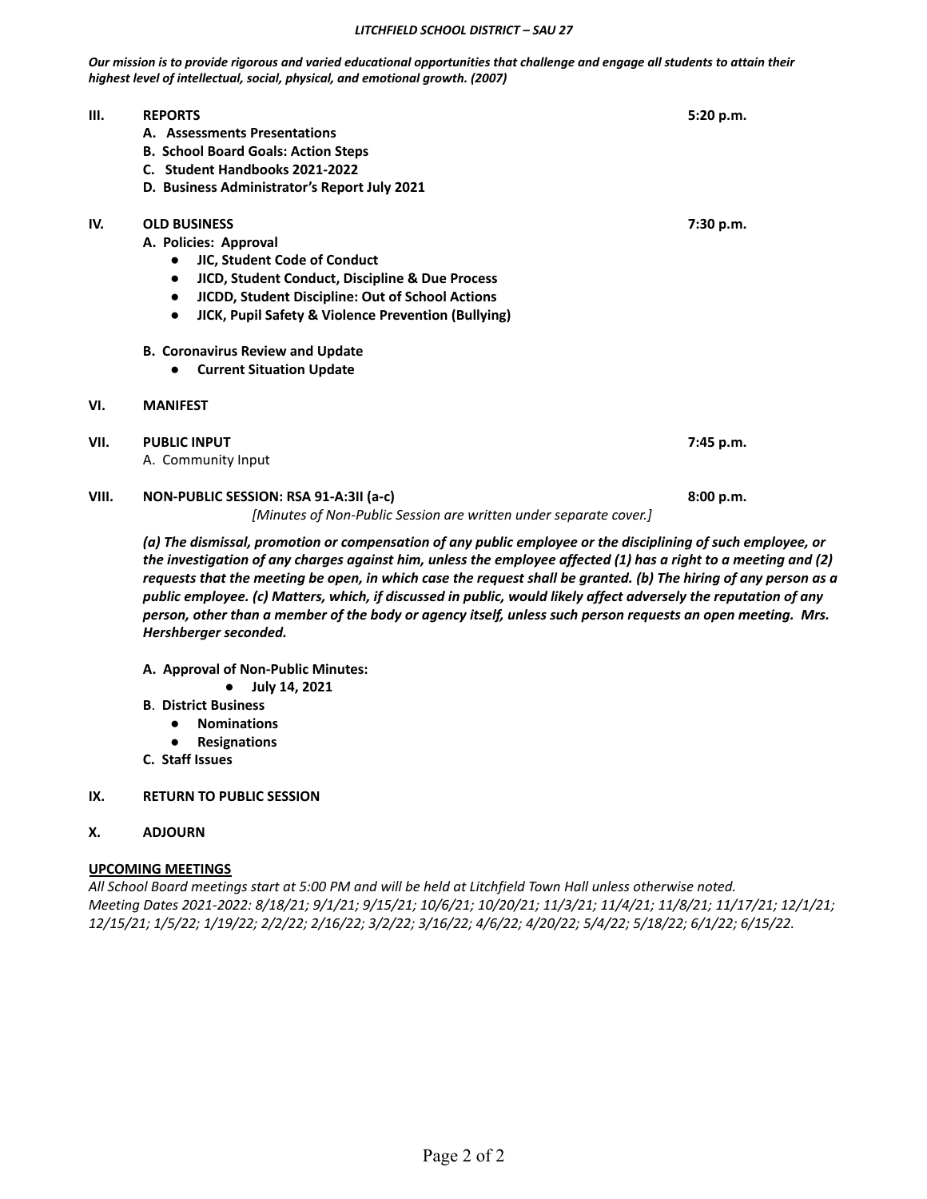***LITCHFIELD SCHOOL DISTRICT – SAU 27***

***Our mission is to provide rigorous and varied educational opportunities that challenge and engage all students to attain their highest level of intellectual, social, physical, and emotional growth. (2007)***

**III. REPORTS** **5:20 p.m.**

- **A. Assessments Presentations**
- **B. School Board Goals: Action Steps**
- **C. Student Handbooks 2021-2022**
- **D. Business Administrator's Report July 2021**

**IV. OLD BUSINESS** **7:30 p.m.**

- **A. Policies: Approval**
  - **JIC, Student Code of Conduct**
  - **JICD, Student Conduct, Discipline & Due Process**
  - **JICDD, Student Discipline: Out of School Actions**
  - **JICK, Pupil Safety & Violence Prevention (Bullying)**
- **B. Coronavirus Review and Update**
  - **Current Situation Update**

**VI. MANIFEST**

**VII. PUBLIC INPUT** **7:45 p.m.**

A. Community Input

**VIII. NON-PUBLIC SESSION: RSA 91-A:3II (a-c)** **8:00 p.m.**

*[Minutes of Non-Public Session are written under separate cover.]*

***(a) The dismissal, promotion or compensation of any public employee or the disciplining of such employee, or the investigation of any charges against him, unless the employee affected (1) has a right to a meeting and (2) requests that the meeting be open, in which case the request shall be granted. (b) The hiring of any person as a public employee. (c) Matters, which, if discussed in public, would likely affect adversely the reputation of any person, other than a member of the body or agency itself, unless such person requests an open meeting. Mrs. Hershberger seconded.***

- **A. Approval of Non-Public Minutes:**
  - **July 14, 2021**
- **B. District Business**
  - **Nominations**
  - **Resignations**
- **C. Staff Issues**

**IX. RETURN TO PUBLIC SESSION**

**X. ADJOURN**

**UPCOMING MEETINGS**

*All School Board meetings start at 5:00 PM and will be held at Litchfield Town Hall unless otherwise noted.*
*Meeting Dates 2021-2022: 8/18/21; 9/1/21; 9/15/21; 10/6/21; 10/20/21; 11/3/21; 11/4/21; 11/8/21; 11/17/21; 12/1/21; 12/15/21; 1/5/22; 1/19/22; 2/2/22; 2/16/22; 3/2/22; 3/16/22; 4/6/22; 4/20/22; 5/4/22; 5/18/22; 6/1/22; 6/15/22.*